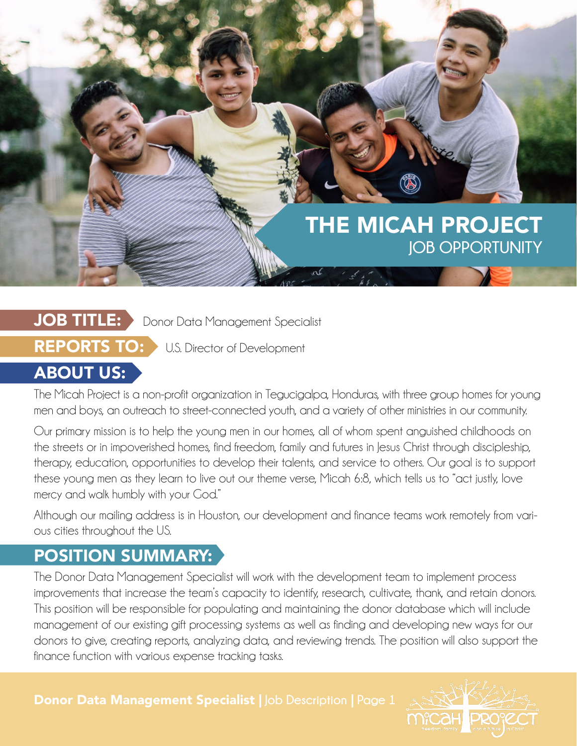# THE MICAH PROJECT
## JOB OPPORTUNITY

**JOB TITLE:** Donor Data Management Specialist

**REPORTS TO:** U.S. Director of Development

## ABOUT US:

The Micah Project is a non-profit organization in Tegucigalpa, Honduras, with three group homes for young men and boys, an outreach to street-connected youth, and a variety of other ministries in our community.

Our primary mission is to help the young men in our homes, all of whom spent anguished childhoods on the streets or in impoverished homes, find freedom, family and futures in Jesus Christ through discipleship, therapy, education, opportunities to develop their talents, and service to others. Our goal is to support these young men as they learn to live out our theme verse, Micah 6:8, which tells us to "act justly, love mercy and walk humbly with your God."

Although our mailing address is in Houston, our development and finance teams work remotely from various cities throughout the US.

## POSITION SUMMARY:

The Donor Data Management Specialist will work with the development team to implement process improvements that increase the team's capacity to identify, research, cultivate, thank, and retain donors. This position will be responsible for populating and maintaining the donor database which will include management of our existing gift processing systems as well as finding and developing new ways for our donors to give, creating reports, analyzing data, and reviewing trends. The position will also support the finance function with various expense tracking tasks.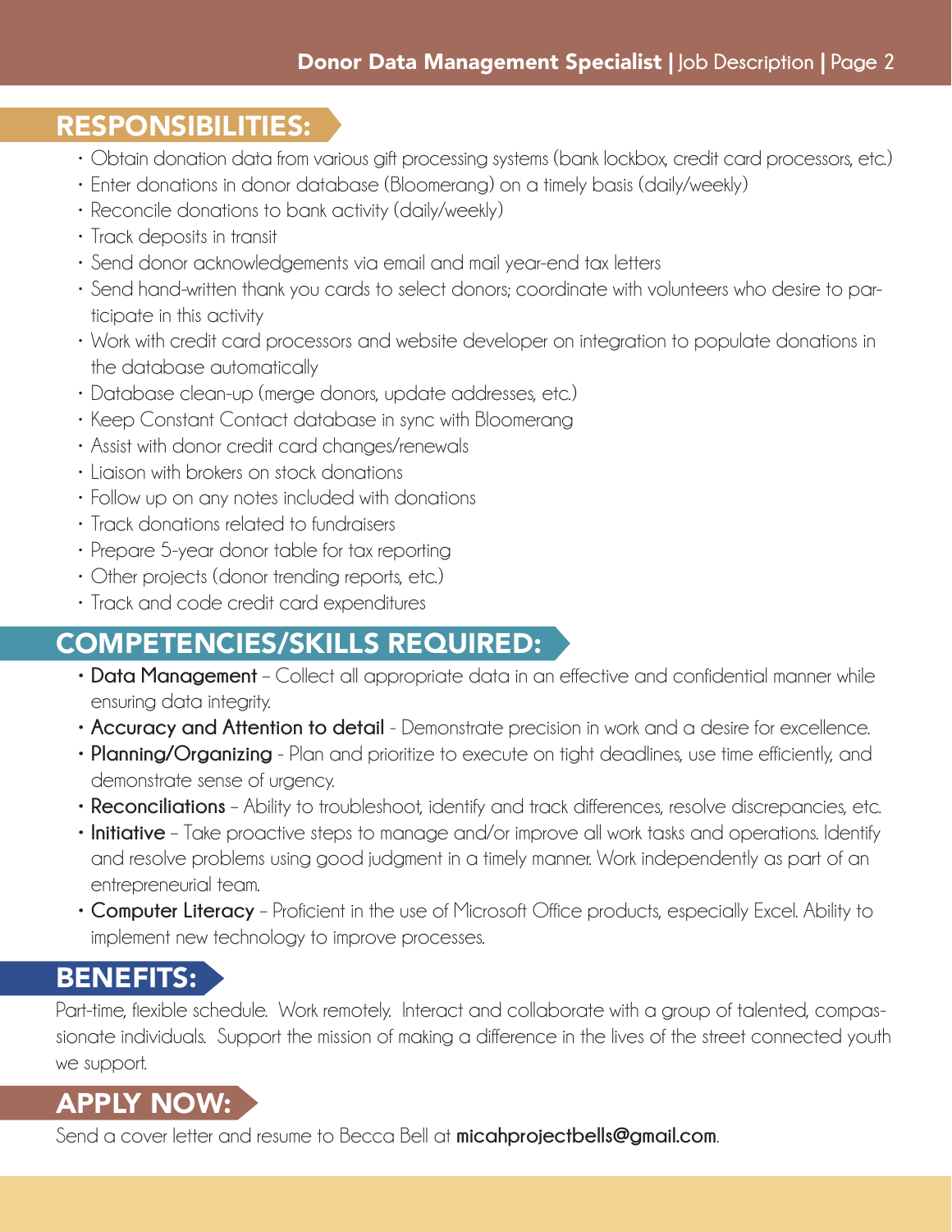## RESPONSIBILITIES:

- Obtain donation data from various gift processing systems (bank lockbox, credit card processors, etc.)
- Enter donations in donor database (Bloomerang) on a timely basis (daily/weekly)
- Reconcile donations to bank activity (daily/weekly)
- Track deposits in transit
- Send donor acknowledgements via email and mail year-end tax letters
- Send hand-written thank you cards to select donors; coordinate with volunteers who desire to participate in this activity
- Work with credit card processors and website developer on integration to populate donations in the database automatically
- Database clean-up (merge donors, update addresses, etc.)
- Keep Constant Contact database in sync with Bloomerang
- Assist with donor credit card changes/renewals
- Liaison with brokers on stock donations
- Follow up on any notes included with donations
- Track donations related to fundraisers
- Prepare 5-year donor table for tax reporting
- Other projects (donor trending reports, etc.)
- Track and code credit card expenditures

## COMPETENCIES/SKILLS REQUIRED:

- **Data Management** – Collect all appropriate data in an effective and confidential manner while ensuring data integrity.
- **Accuracy and Attention to detail** - Demonstrate precision in work and a desire for excellence.
- **Planning/Organizing** - Plan and prioritize to execute on tight deadlines, use time efficiently, and demonstrate sense of urgency.
- **Reconciliations** – Ability to troubleshoot, identify and track differences, resolve discrepancies, etc.
- **Initiative** – Take proactive steps to manage and/or improve all work tasks and operations. Identify and resolve problems using good judgment in a timely manner. Work independently as part of an entrepreneurial team.
- **Computer Literacy** – Proficient in the use of Microsoft Office products, especially Excel. Ability to implement new technology to improve processes.

## BENEFITS:

Part-time, flexible schedule. Work remotely. Interact and collaborate with a group of talented, compassionate individuals. Support the mission of making a difference in the lives of the street connected youth we support.

## APPLY NOW:

Send a cover letter and resume to Becca Bell at **micahprojectbells@gmail.com**.